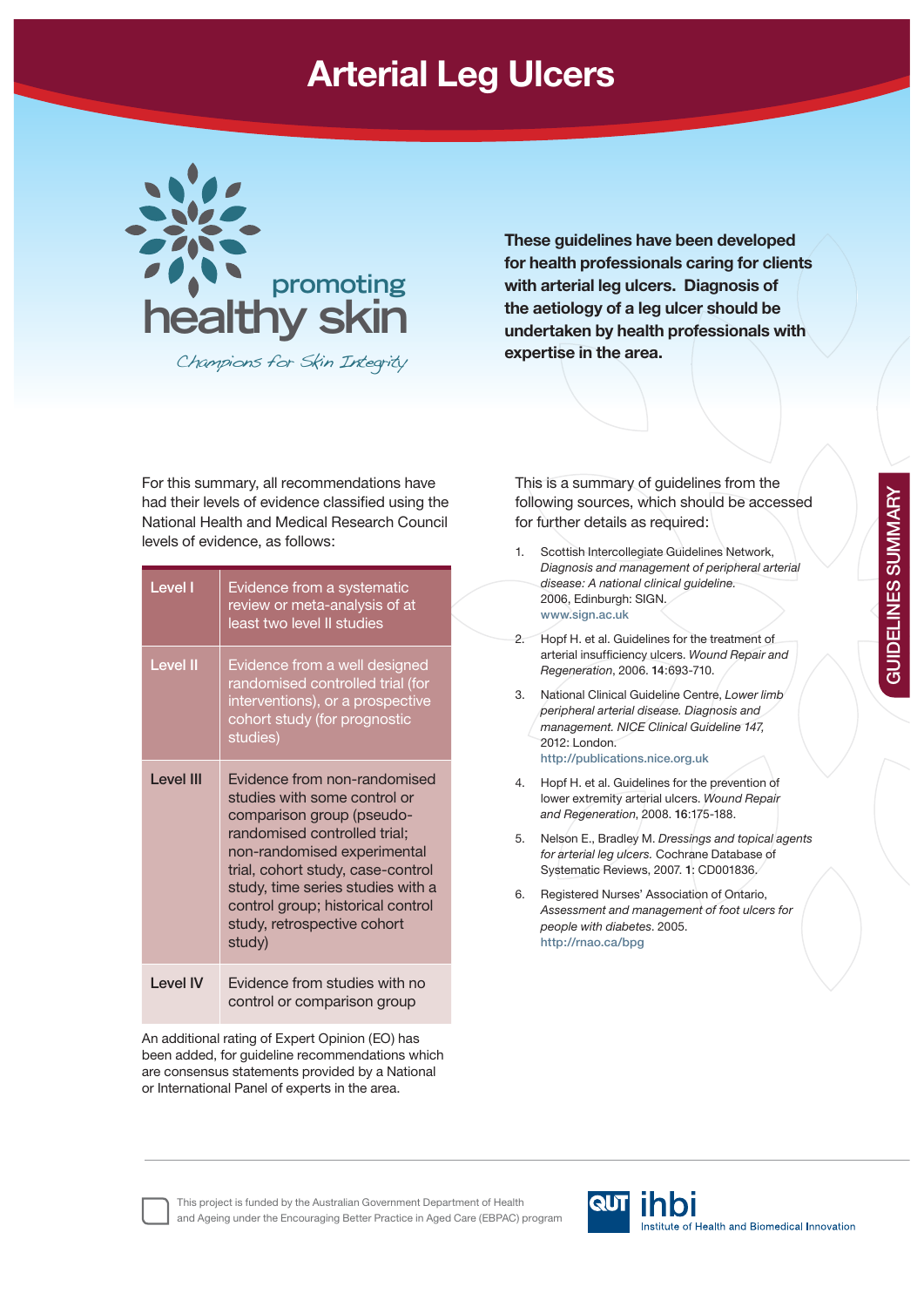# Arterial Leg Ulcers

promoting healthy skin

*Champions for Skin Integrity*

**These guidelines have been developed for health professionals caring for clients with arterial leg ulcers. Diagnosis of the aetiology of a leg ulcer should be undertaken by health professionals with expertise in the area.**

GUIDELINES SUMMARY

For this summary, all recommendations have had their levels of evidence classified using the National Health and Medical Research Council levels of evidence, as follows:

| Level | Description |
|---|---|
| Level I | Evidence from a systematic review or meta-analysis of at least two level II studies |
| Level II | Evidence from a well designed randomised controlled trial (for interventions), or a prospective cohort study (for prognostic studies) |
| Level III | Evidence from non-randomised studies with some control or comparison group (pseudo-randomised controlled trial; non-randomised experimental trial, cohort study, case-control study, time series studies with a control group; historical control study, retrospective cohort study) |
| Level IV | Evidence from studies with no control or comparison group |

An additional rating of Expert Opinion (EO) has been added, for guideline recommendations which are consensus statements provided by a National or International Panel of experts in the area.

This is a summary of guidelines from the following sources, which should be accessed for further details as required:

1. Scottish Intercollegiate Guidelines Network, *Diagnosis and management of peripheral arterial disease: A national clinical guideline.* 2006, Edinburgh: SIGN. www.sign.ac.uk
2. Hopf H. et al. Guidelines for the treatment of arterial insufficiency ulcers. *Wound Repair and Regeneration*, 2006. **14**:693-710.
3. National Clinical Guideline Centre, *Lower limb peripheral arterial disease. Diagnosis and management. NICE Clinical Guideline 147,* 2012: London. http://publications.nice.org.uk
4. Hopf H. et al. Guidelines for the prevention of lower extremity arterial ulcers. *Wound Repair and Regeneration*, 2008. **16**:175-188.
5. Nelson E., Bradley M. *Dressings and topical agents for arterial leg ulcers.* Cochrane Database of Systematic Reviews, 2007. **1**: CD001836.
6. Registered Nurses' Association of Ontario, *Assessment and management of foot ulcers for people with diabetes*. 2005. http://rnao.ca/bpg

This project is funded by the Australian Government Department of Health and Ageing under the Encouraging Better Practice in Aged Care (EBPAC) program

QUT ihbi Institute of Health and Biomedical Innovation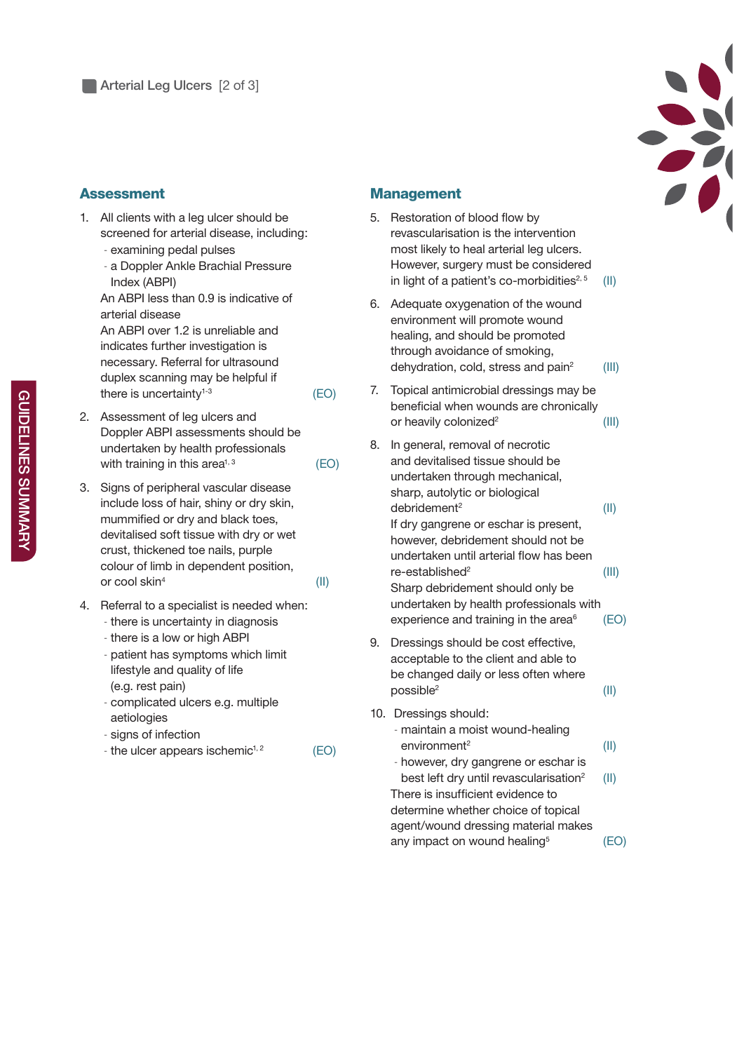## Arterial Leg Ulcers

### Assessment

1. All clients with a leg ulcer should be screened for arterial disease, including:
   - examining pedal pulses
   - a Doppler Ankle Brachial Pressure Index (ABPI)

   An ABPI less than 0.9 is indicative of arterial disease

   An ABPI over 1.2 is unreliable and indicates further investigation is necessary. Referral for ultrasound duplex scanning may be helpful if there is uncertainty[1-3] (EO)

2. Assessment of leg ulcers and Doppler ABPI assessments should be undertaken by health professionals with training in this area[1, 3] (EO)

3. Signs of peripheral vascular disease include loss of hair, shiny or dry skin, mummified or dry and black toes, devitalised soft tissue with dry or wet crust, thickened toe nails, purple colour of limb in dependent position, or cool skin[4] (II)

4. Referral to a specialist is needed when:
   - there is uncertainty in diagnosis
   - there is a low or high ABPI
   - patient has symptoms which limit lifestyle and quality of life (e.g. rest pain)
   - complicated ulcers e.g. multiple aetiologies
   - signs of infection
   - the ulcer appears ischemic[1, 2] (EO)

### Management

5. Restoration of blood flow by revascularisation is the intervention most likely to heal arterial leg ulcers. However, surgery must be considered in light of a patient's co-morbidities[2, 5] (II)

6. Adequate oxygenation of the wound environment will promote wound healing, and should be promoted through avoidance of smoking, dehydration, cold, stress and pain[2] (III)

7. Topical antimicrobial dressings may be beneficial when wounds are chronically or heavily colonized[2] (III)

8. In general, removal of necrotic and devitalised tissue should be undertaken through mechanical, sharp, autolytic or biological debridement[2] (II)

   If dry gangrene or eschar is present, however, debridement should not be undertaken until arterial flow has been re-established[2] (III)

   Sharp debridement should only be undertaken by health professionals with experience and training in the area[6] (EO)

9. Dressings should be cost effective, acceptable to the client and able to be changed daily or less often where possible[2] (II)

10. Dressings should:
    - maintain a moist wound-healing environment[2] (II)
    - however, dry gangrene or eschar is best left dry until revascularisation[2] (II)

    There is insufficient evidence to determine whether choice of topical agent/wound dressing material makes any impact on wound healing[5] (EO)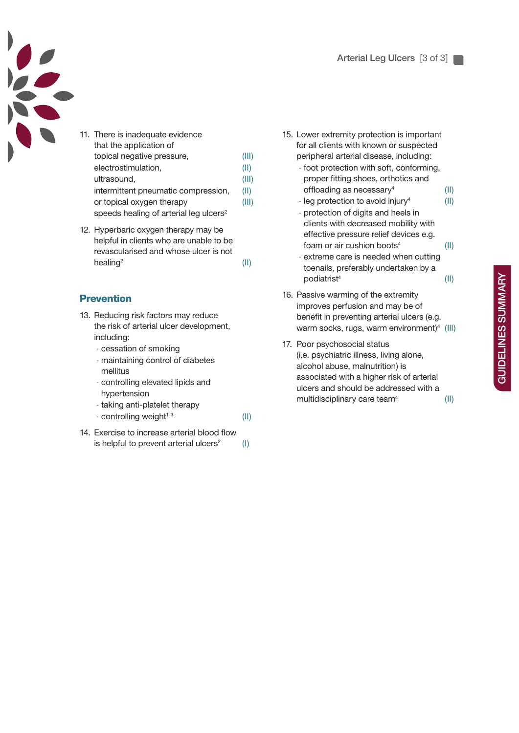11. There is inadequate evidence that the application of
    topical negative pressure, (III)
    electrostimulation, (II)
    ultrasound, (III)
    intermittent pneumatic compression, (II)
    or topical oxygen therapy (III)
    speeds healing of arterial leg ulcers[2]

12. Hyperbaric oxygen therapy may be helpful in clients who are unable to be revascularised and whose ulcer is not healing[2] (II)

## Prevention

13. Reducing risk factors may reduce the risk of arterial ulcer development, including:
    - cessation of smoking
    - maintaining control of diabetes mellitus
    - controlling elevated lipids and hypertension
    - taking anti-platelet therapy
    - controlling weight[1-3] (II)

14. Exercise to increase arterial blood flow is helpful to prevent arterial ulcers[2] (I)

15. Lower extremity protection is important for all clients with known or suspected peripheral arterial disease, including:
    - foot protection with soft, conforming, proper fitting shoes, orthotics and offloading as necessary[4] (II)
    - leg protection to avoid injury[4] (II)
    - protection of digits and heels in clients with decreased mobility with effective pressure relief devices e.g. foam or air cushion boots[4] (II)
    - extreme care is needed when cutting toenails, preferably undertaken by a podiatrist[4] (II)

16. Passive warming of the extremity improves perfusion and may be of benefit in preventing arterial ulcers (e.g. warm socks, rugs, warm environment)[4] (III)

17. Poor psychosocial status (i.e. psychiatric illness, living alone, alcohol abuse, malnutrition) is associated with a higher risk of arterial ulcers and should be addressed with a multidisciplinary care team[4] (II)